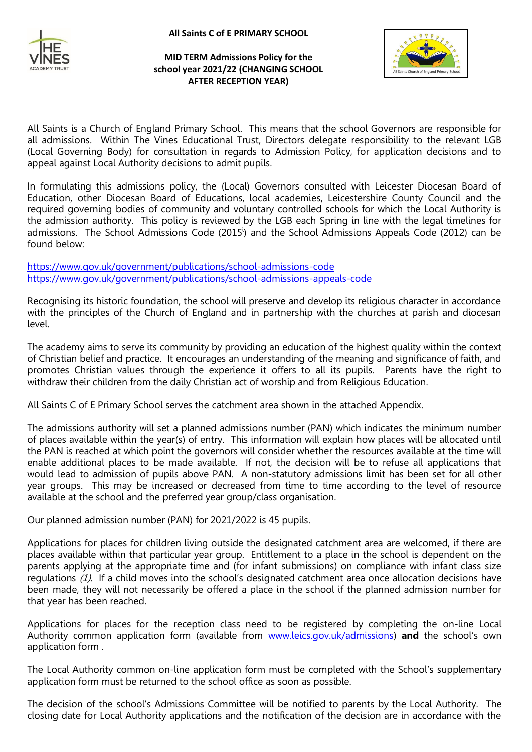**All Saints C of E PRIMARY SCHOOL**

**MID TERM Admissions Policy for the school year 2021/22 (CHANGING SCHOOL AFTER RECEPTION YEAR)**

All Saints is a Church of England Primary School. This means that the school Governors are responsible for all admissions. Within The Vines Educational Trust, Directors delegate responsibility to the relevant LGB (Local Governing Body) for consultation in regards to Admission Policy, for application decisions and to appeal against Local Authority decisions to admit pupils.

In formulating this admissions policy, the (Local) Governors consulted with Leicester Diocesan Board of Education, other Diocesan Board of Educations, local academies, Leicestershire County Council and the required governing bodies of community and voluntary controlled schools for which the Local Authority is the admission authority. This policy is reviewed by the LGB each Spring in line with the legal timelines for admissions. The School Admissions Code (2015[i]) and the School Admissions Appeals Code (2012) can be found below:

https://www.gov.uk/government/publications/school-admissions-code
https://www.gov.uk/government/publications/school-admissions-appeals-code

Recognising its historic foundation, the school will preserve and develop its religious character in accordance with the principles of the Church of England and in partnership with the churches at parish and diocesan level.

The academy aims to serve its community by providing an education of the highest quality within the context of Christian belief and practice. It encourages an understanding of the meaning and significance of faith, and promotes Christian values through the experience it offers to all its pupils. Parents have the right to withdraw their children from the daily Christian act of worship and from Religious Education.

All Saints C of E Primary School serves the catchment area shown in the attached Appendix.

The admissions authority will set a planned admissions number (PAN) which indicates the minimum number of places available within the year(s) of entry. This information will explain how places will be allocated until the PAN is reached at which point the governors will consider whether the resources available at the time will enable additional places to be made available. If not, the decision will be to refuse all applications that would lead to admission of pupils above PAN. A non-statutory admissions limit has been set for all other year groups. This may be increased or decreased from time to time according to the level of resource available at the school and the preferred year group/class organisation.

Our planned admission number (PAN) for 2021/2022 is 45 pupils.

Applications for places for children living outside the designated catchment area are welcomed, if there are places available within that particular year group. Entitlement to a place in the school is dependent on the parents applying at the appropriate time and (for infant submissions) on compliance with infant class size regulations *(1)*. If a child moves into the school's designated catchment area once allocation decisions have been made, they will not necessarily be offered a place in the school if the planned admission number for that year has been reached.

Applications for places for the reception class need to be registered by completing the on-line Local Authority common application form (available from www.leics.gov.uk/admissions) **and** the school's own application form .

The Local Authority common on-line application form must be completed with the School's supplementary application form must be returned to the school office as soon as possible.

The decision of the school's Admissions Committee will be notified to parents by the Local Authority. The closing date for Local Authority applications and the notification of the decision are in accordance with the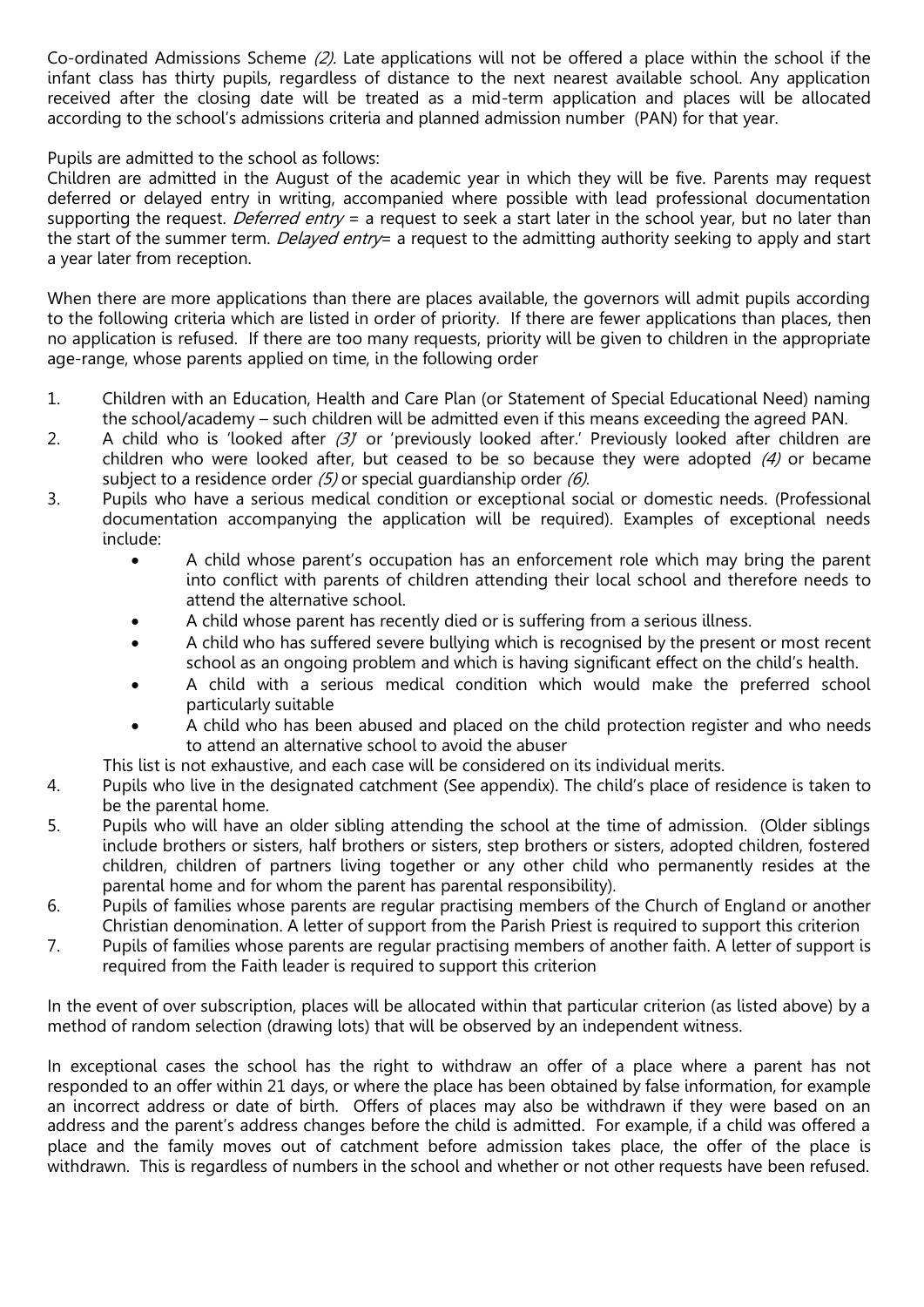Co-ordinated Admissions Scheme *(2).* Late applications will not be offered a place within the school if the infant class has thirty pupils, regardless of distance to the next nearest available school. Any application received after the closing date will be treated as a mid-term application and places will be allocated according to the school's admissions criteria and planned admission number (PAN) for that year.

Pupils are admitted to the school as follows:
Children are admitted in the August of the academic year in which they will be five. Parents may request deferred or delayed entry in writing, accompanied where possible with lead professional documentation supporting the request. *Deferred entry* = a request to seek a start later in the school year, but no later than the start of the summer term. *Delayed entry*= a request to the admitting authority seeking to apply and start a year later from reception.

When there are more applications than there are places available, the governors will admit pupils according to the following criteria which are listed in order of priority. If there are fewer applications than places, then no application is refused. If there are too many requests, priority will be given to children in the appropriate age-range, whose parents applied on time, in the following order

1. Children with an Education, Health and Care Plan (or Statement of Special Educational Need) naming the school/academy – such children will be admitted even if this means exceeding the agreed PAN.
2. A child who is 'looked after *(3)*' or 'previously looked after.' Previously looked after children are children who were looked after, but ceased to be so because they were adopted *(4)* or became subject to a residence order *(5)* or special guardianship order *(6)*.
3. Pupils who have a serious medical condition or exceptional social or domestic needs. (Professional documentation accompanying the application will be required). Examples of exceptional needs include:
   - A child whose parent's occupation has an enforcement role which may bring the parent into conflict with parents of children attending their local school and therefore needs to attend the alternative school.
   - A child whose parent has recently died or is suffering from a serious illness.
   - A child who has suffered severe bullying which is recognised by the present or most recent school as an ongoing problem and which is having significant effect on the child's health.
   - A child with a serious medical condition which would make the preferred school particularly suitable
   - A child who has been abused and placed on the child protection register and who needs to attend an alternative school to avoid the abuser

   This list is not exhaustive, and each case will be considered on its individual merits.
4. Pupils who live in the designated catchment (See appendix). The child's place of residence is taken to be the parental home.
5. Pupils who will have an older sibling attending the school at the time of admission. (Older siblings include brothers or sisters, half brothers or sisters, step brothers or sisters, adopted children, fostered children, children of partners living together or any other child who permanently resides at the parental home and for whom the parent has parental responsibility).
6. Pupils of families whose parents are regular practising members of the Church of England or another Christian denomination. A letter of support from the Parish Priest is required to support this criterion
7. Pupils of families whose parents are regular practising members of another faith. A letter of support is required from the Faith leader is required to support this criterion

In the event of over subscription, places will be allocated within that particular criterion (as listed above) by a method of random selection (drawing lots) that will be observed by an independent witness.

In exceptional cases the school has the right to withdraw an offer of a place where a parent has not responded to an offer within 21 days, or where the place has been obtained by false information, for example an incorrect address or date of birth. Offers of places may also be withdrawn if they were based on an address and the parent's address changes before the child is admitted. For example, if a child was offered a place and the family moves out of catchment before admission takes place, the offer of the place is withdrawn. This is regardless of numbers in the school and whether or not other requests have been refused.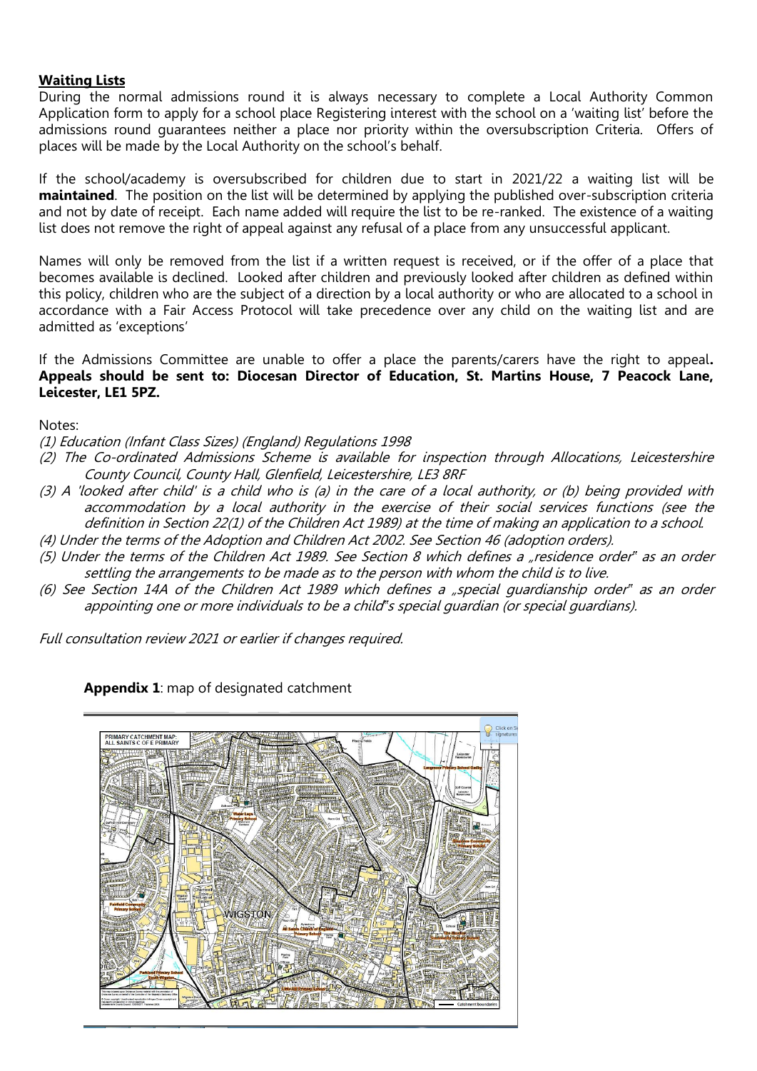**Waiting Lists**

During the normal admissions round it is always necessary to complete a Local Authority Common Application form to apply for a school place Registering interest with the school on a 'waiting list' before the admissions round guarantees neither a place nor priority within the oversubscription Criteria. Offers of places will be made by the Local Authority on the school's behalf.

If the school/academy is oversubscribed for children due to start in 2021/22 a waiting list will be **maintained**. The position on the list will be determined by applying the published over-subscription criteria and not by date of receipt. Each name added will require the list to be re-ranked. The existence of a waiting list does not remove the right of appeal against any refusal of a place from any unsuccessful applicant.

Names will only be removed from the list if a written request is received, or if the offer of a place that becomes available is declined. Looked after children and previously looked after children as defined within this policy, children who are the subject of a direction by a local authority or who are allocated to a school in accordance with a Fair Access Protocol will take precedence over any child on the waiting list and are admitted as 'exceptions'

If the Admissions Committee are unable to offer a place the parents/carers have the right to appeal**. Appeals should be sent to: Diocesan Director of Education, St. Martins House, 7 Peacock Lane, Leicester, LE1 5PZ.**

Notes:

*(1) Education (Infant Class Sizes) (England) Regulations 1998*

*(2) The Co-ordinated Admissions Scheme is available for inspection through Allocations, Leicestershire County Council, County Hall, Glenfield, Leicestershire, LE3 8RF*

*(3) A 'looked after child' is a child who is (a) in the care of a local authority, or (b) being provided with accommodation by a local authority in the exercise of their social services functions (see the definition in Section 22(1) of the Children Act 1989) at the time of making an application to a school.*

*(4) Under the terms of the Adoption and Children Act 2002. See Section 46 (adoption orders).*

*(5) Under the terms of the Children Act 1989. See Section 8 which defines a „residence order" as an order settling the arrangements to be made as to the person with whom the child is to live.*

*(6) See Section 14A of the Children Act 1989 which defines a „special guardianship order" as an order appointing one or more individuals to be a child"s special guardian (or special guardians).*

*Full consultation review 2021 or earlier if changes required.*

**Appendix 1**: map of designated catchment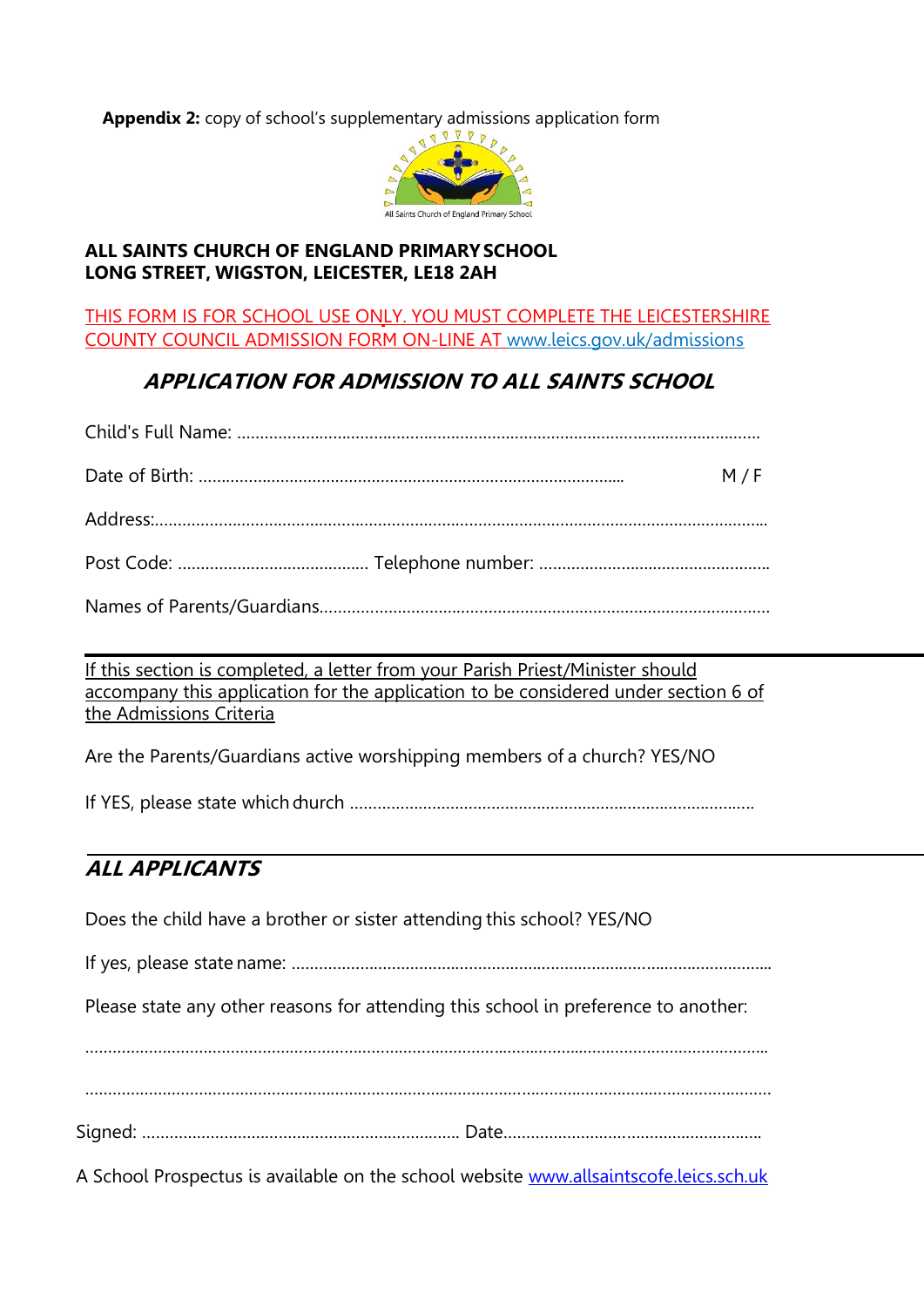**Appendix 2:** copy of school's supplementary admissions application form

All Saints Church of England Primary School

**ALL SAINTS CHURCH OF ENGLAND PRIMARY SCHOOL**
**LONG STREET, WIGSTON, LEICESTER, LE18 2AH**

THIS FORM IS FOR SCHOOL USE ONLY. YOU MUST COMPLETE THE LEICESTERSHIRE COUNTY COUNCIL ADMISSION FORM ON-LINE AT www.leics.gov.uk/admissions

## *APPLICATION FOR ADMISSION TO ALL SAINTS SCHOOL*

Child's Full Name: .......................................................................................................................

Date of Birth: ..................................................................................... M / F

Address:.........................................................................................................................................

Post Code: .......................................... Telephone number: ..................................................

Names of Parents/Guardians...................................................................................................

---

If this section is completed, a letter from your Parish Priest/Minister should accompany this application for the application to be considered under section 6 of the Admissions Criteria

Are the Parents/Guardians active worshipping members of a church? YES/NO

If YES, please state which church ........................................................................................

---

## *ALL APPLICANTS*

Does the child have a brother or sister attending this school? YES/NO

If yes, please state name: .........................................................................................................

Please state any other reasons for attending this school in preference to another:

.........................................................................................................................................................

.........................................................................................................................................................

Signed: ..................................................................... Date.........................................................

A School Prospectus is available on the school website www.allsaintscofe.leics.sch.uk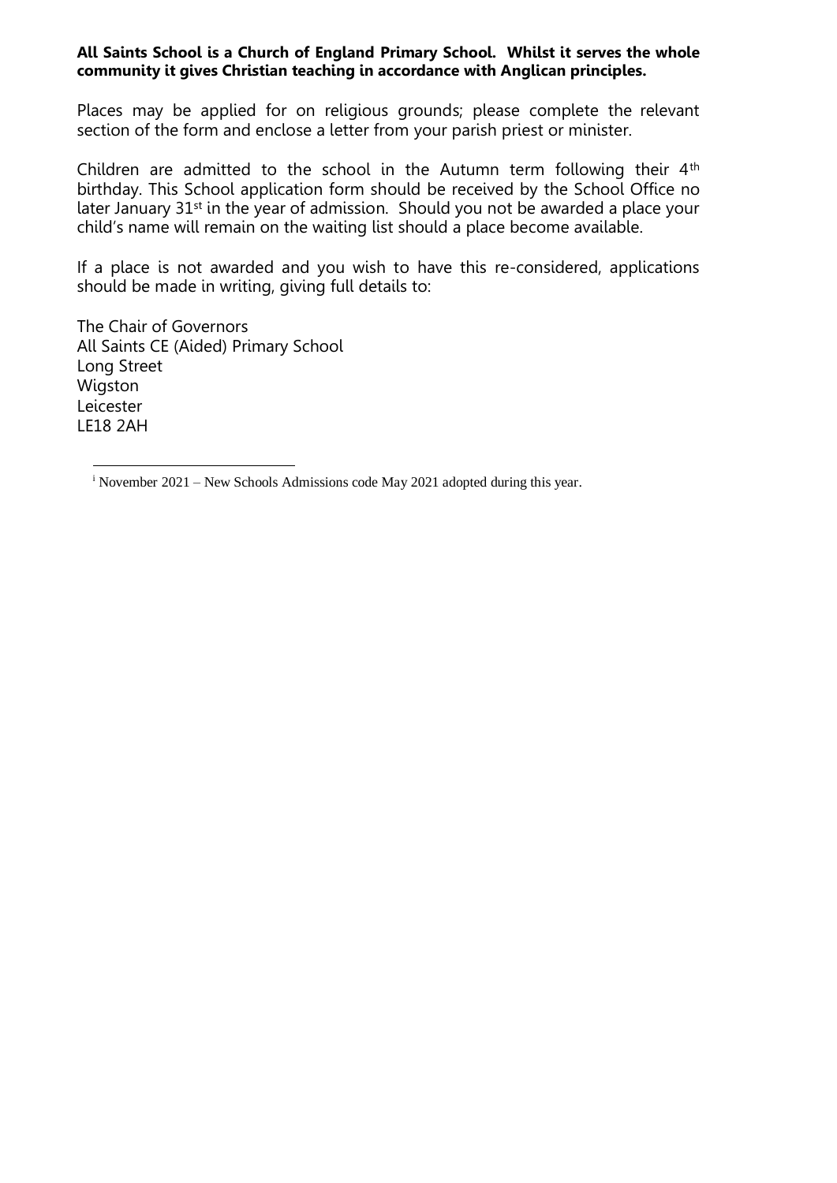**All Saints School is a Church of England Primary School. Whilst it serves the whole community it gives Christian teaching in accordance with Anglican principles.**

Places may be applied for on religious grounds; please complete the relevant section of the form and enclose a letter from your parish priest or minister.

Children are admitted to the school in the Autumn term following their 4th birthday. This School application form should be received by the School Office no later January 31st in the year of admission. Should you not be awarded a place your child's name will remain on the waiting list should a place become available.

If a place is not awarded and you wish to have this re-considered, applications should be made in writing, giving full details to:

The Chair of Governors
All Saints CE (Aided) Primary School
Long Street
Wigston
Leicester
LE18 2AH

---

[i] November 2021 – New Schools Admissions code May 2021 adopted during this year.